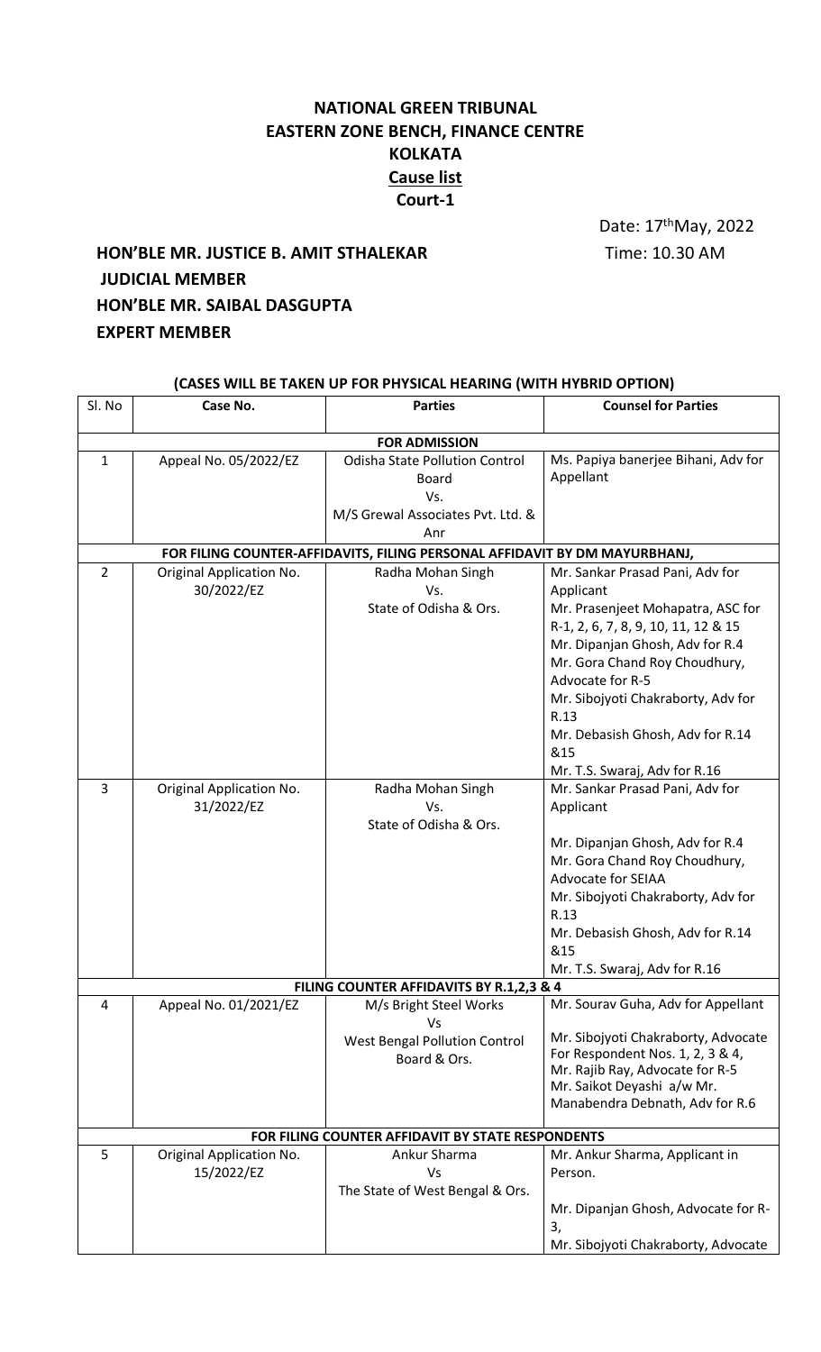# NATIONAL GREEN TRIBUNAL
## EASTERN ZONE BENCH, FINANCE CENTRE
## KOLKATA
## Cause list
## Court-1

Date: 17th May, 2022

**HON'BLE MR. JUSTICE B. AMIT STHALEKAR** Time: 10.30 AM

**JUDICIAL MEMBER**

**HON'BLE MR. SAIBAL DASGUPTA**

**EXPERT MEMBER**

**(CASES WILL BE TAKEN UP FOR PHYSICAL HEARING (WITH HYBRID OPTION)**

| Sl. No | Case No. | Parties | Counsel for Parties |
|---|---|---|---|
| **FOR ADMISSION** | | | |
| 1 | Appeal No. 05/2022/EZ | Odisha State Pollution Control Board<br>Vs.<br>M/S Grewal Associates Pvt. Ltd. & Anr | Ms. Papiya banerjee Bihani, Adv for Appellant |
| **FOR FILING COUNTER-AFFIDAVITS, FILING PERSONAL AFFIDAVIT BY DM MAYURBHANJ,** | | | |
| 2 | Original Application No. 30/2022/EZ | Radha Mohan Singh<br>Vs.<br>State of Odisha & Ors. | Mr. Sankar Prasad Pani, Adv for Applicant<br>Mr. Prasenjeet Mohapatra, ASC for R-1, 2, 6, 7, 8, 9, 10, 11, 12 & 15<br>Mr. Dipanjan Ghosh, Adv for R.4<br>Mr. Gora Chand Roy Choudhury, Advocate for R-5<br>Mr. Sibojyoti Chakraborty, Adv for R.13<br>Mr. Debasish Ghosh, Adv for R.14 &15<br>Mr. T.S. Swaraj, Adv for R.16 |
| 3 | Original Application No. 31/2022/EZ | Radha Mohan Singh<br>Vs.<br>State of Odisha & Ors. | Mr. Sankar Prasad Pani, Adv for Applicant<br><br>Mr. Dipanjan Ghosh, Adv for R.4<br>Mr. Gora Chand Roy Choudhury, Advocate for SEIAA<br>Mr. Sibojyoti Chakraborty, Adv for R.13<br>Mr. Debasish Ghosh, Adv for R.14 &15<br>Mr. T.S. Swaraj, Adv for R.16 |
| **FILING COUNTER AFFIDAVITS BY R.1,2,3 & 4** | | | |
| 4 | Appeal No. 01/2021/EZ | M/s Bright Steel Works<br>Vs<br>West Bengal Pollution Control Board & Ors. | Mr. Sourav Guha, Adv for Appellant<br><br>Mr. Sibojyoti Chakraborty, Advocate For Respondent Nos. 1, 2, 3 & 4,<br>Mr. Rajib Ray, Advocate for R-5<br>Mr. Saikot Deyashi a/w Mr. Manabendra Debnath, Adv for R.6 |
| **FOR FILING COUNTER AFFIDAVIT BY STATE RESPONDENTS** | | | |
| 5 | Original Application No. 15/2022/EZ | Ankur Sharma<br>Vs<br>The State of West Bengal & Ors. | Mr. Ankur Sharma, Applicant in Person.<br><br>Mr. Dipanjan Ghosh, Advocate for R-3,<br>Mr. Sibojyoti Chakraborty, Advocate |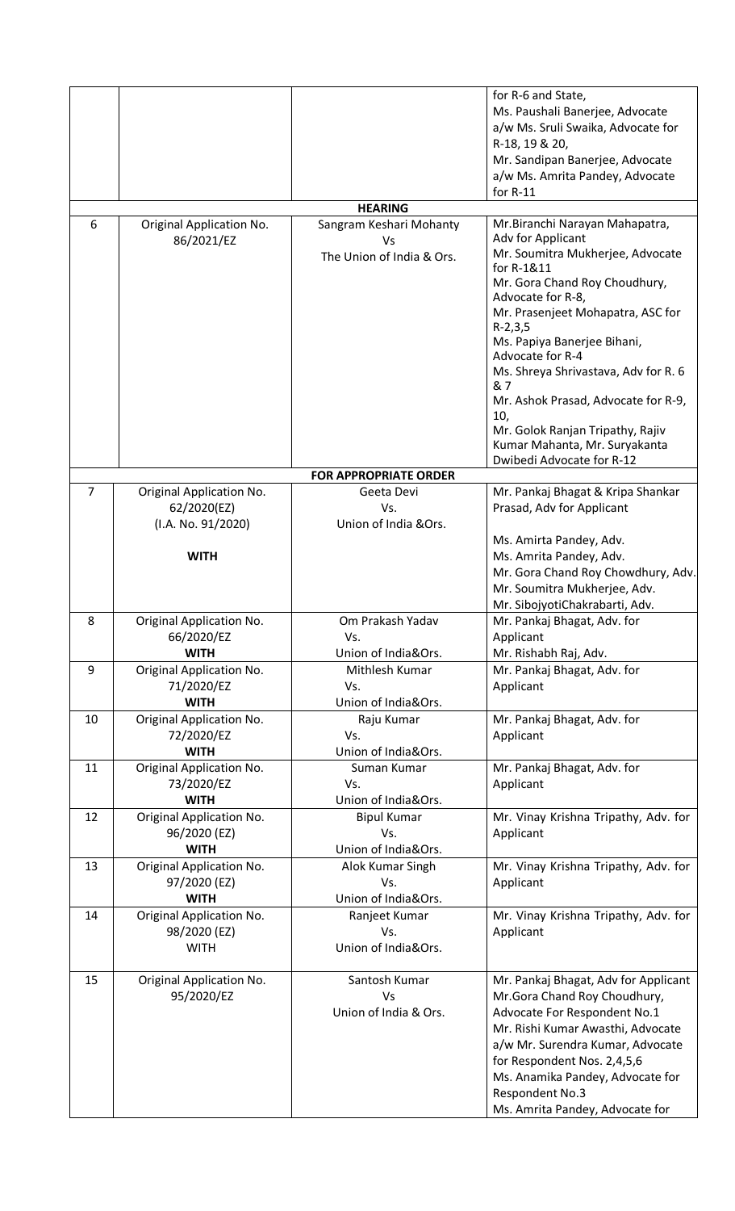| | | | |
|---|---|---|---|
| | | | for R-6 and State,<br>Ms. Paushali Banerjee, Advocate a/w Ms. Sruli Swaika, Advocate for R-18, 19 & 20,<br>Mr. Sandipan Banerjee, Advocate a/w Ms. Amrita Pandey, Advocate for R-11 |
| | | **HEARING** | |
| 6 | Original Application No. 86/2021/EZ | Sangram Keshari Mohanty<br>Vs<br>The Union of India & Ors. | Mr.Biranchi Narayan Mahapatra, Adv for Applicant<br>Mr. Soumitra Mukherjee, Advocate for R-1&11<br>Mr. Gora Chand Roy Choudhury, Advocate for R-8,<br>Mr. Prasenjeet Mohapatra, ASC for R-2,3,5<br>Ms. Papiya Banerjee Bihani, Advocate for R-4<br>Ms. Shreya Shrivastava, Adv for R. 6 & 7<br>Mr. Ashok Prasad, Advocate for R-9, 10,<br>Mr. Golok Ranjan Tripathy, Rajiv Kumar Mahanta, Mr. Suryakanta Dwibedi Advocate for R-12 |
| | | **FOR APPROPRIATE ORDER** | |
| 7 | Original Application No. 62/2020(EZ)<br>(I.A. No. 91/2020)<br><br>**WITH** | Geeta Devi<br>Vs.<br>Union of India &Ors. | Mr. Pankaj Bhagat & Kripa Shankar Prasad, Adv for Applicant<br><br>Ms. Amirta Pandey, Adv.<br>Ms. Amrita Pandey, Adv.<br>Mr. Gora Chand Roy Chowdhury, Adv.<br>Mr. Soumitra Mukherjee, Adv.<br>Mr. SibojyotiChakrabarti, Adv. |
| 8 | Original Application No. 66/2020/EZ<br>**WITH** | Om Prakash Yadav<br>Vs.<br>Union of India&Ors. | Mr. Pankaj Bhagat, Adv. for Applicant<br>Mr. Rishabh Raj, Adv. |
| 9 | Original Application No. 71/2020/EZ<br>**WITH** | Mithlesh Kumar<br>Vs.<br>Union of India&Ors. | Mr. Pankaj Bhagat, Adv. for Applicant |
| 10 | Original Application No. 72/2020/EZ<br>**WITH** | Raju Kumar<br>Vs.<br>Union of India&Ors. | Mr. Pankaj Bhagat, Adv. for Applicant |
| 11 | Original Application No. 73/2020/EZ<br>**WITH** | Suman Kumar<br>Vs.<br>Union of India&Ors. | Mr. Pankaj Bhagat, Adv. for Applicant |
| 12 | Original Application No. 96/2020 (EZ)<br>**WITH** | Bipul Kumar<br>Vs.<br>Union of India&Ors. | Mr. Vinay Krishna Tripathy, Adv. for Applicant |
| 13 | Original Application No. 97/2020 (EZ)<br>**WITH** | Alok Kumar Singh<br>Vs.<br>Union of India&Ors. | Mr. Vinay Krishna Tripathy, Adv. for Applicant |
| 14 | Original Application No. 98/2020 (EZ)<br>WITH | Ranjeet Kumar<br>Vs.<br>Union of India&Ors. | Mr. Vinay Krishna Tripathy, Adv. for Applicant |
| 15 | Original Application No. 95/2020/EZ | Santosh Kumar<br>Vs<br>Union of India & Ors. | Mr. Pankaj Bhagat, Adv for Applicant<br>Mr.Gora Chand Roy Choudhury, Advocate For Respondent No.1<br>Mr. Rishi Kumar Awasthi, Advocate a/w Mr. Surendra Kumar, Advocate for Respondent Nos. 2,4,5,6<br>Ms. Anamika Pandey, Advocate for Respondent No.3<br>Ms. Amrita Pandey, Advocate for |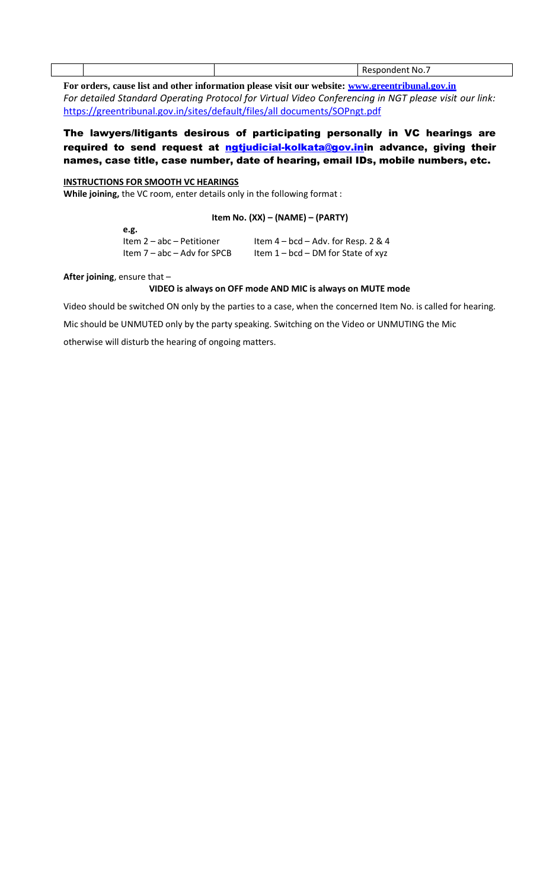| | | | |
|---|---|---|---|
| | | | Respondent No.7 |

**For orders, cause list and other information please visit our website: [www.greentribunal.gov.in](http://www.greentribunal.gov.in)**

*For detailed Standard Operating Protocol for Virtual Video Conferencing in NGT please visit our link:* [https://greentribunal.gov.in/sites/default/files/all documents/SOPngt.pdf](https://greentribunal.gov.in/sites/default/files/all%20documents/SOPngt.pdf)

**The lawyers/litigants desirous of participating personally in VC hearings are required to send request at [ngtjudicial-kolkata@gov.in](mailto:ngtjudicial-kolkata@gov.in)in advance, giving their names, case title, case number, date of hearing, email IDs, mobile numbers, etc.**

**INSTRUCTIONS FOR SMOOTH VC HEARINGS**

**While joining,** the VC room, enter details only in the following format :

**Item No. (XX) – (NAME) – (PARTY)**

**e.g.**

| | |
|---|---|
| Item 2 – abc – Petitioner | Item 4 – bcd – Adv. for Resp. 2 & 4 |
| Item 7 – abc – Adv for SPCB | Item 1 – bcd – DM for State of xyz |

**After joining**, ensure that –

**VIDEO is always on OFF mode AND MIC is always on MUTE mode**

Video should be switched ON only by the parties to a case, when the concerned Item No. is called for hearing.

Mic should be UNMUTED only by the party speaking. Switching on the Video or UNMUTING the Mic otherwise will disturb the hearing of ongoing matters.